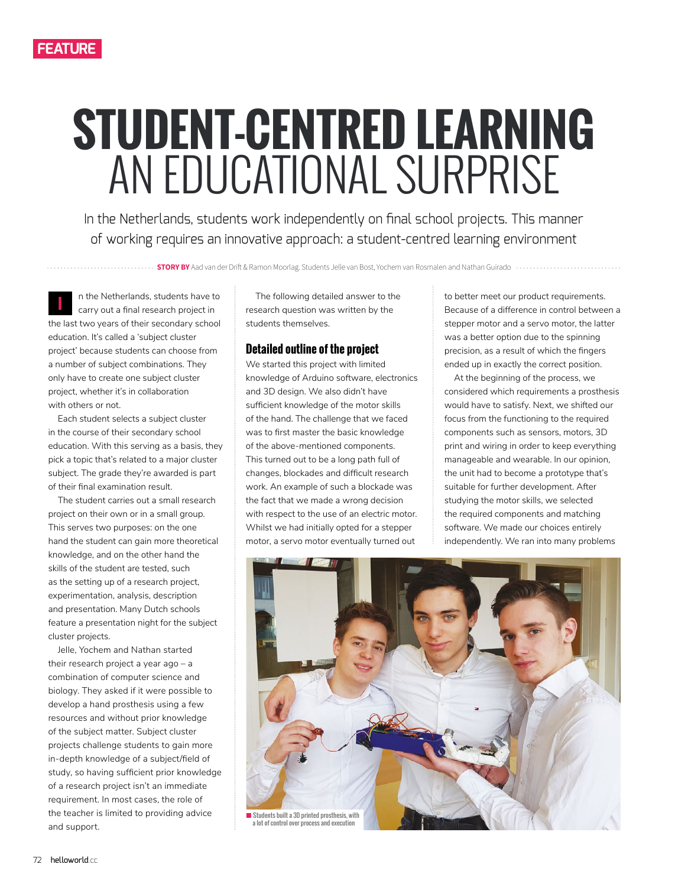FEATURE

# STUDENT-CENTRED LEARNING AN EDUCATIONAL SURPRISE

In the Netherlands, students work independently on final school projects. This manner of working requires an innovative approach: a student-centred learning environment

**STORY BY** Aad van der Drift & Ramon Moorlag. Students Jelle van Bost, Yochem van Rosmalen and Nathan Guirado

In the Netherlands, students have to carry out a final research project in the last two years of their secondary school education. It's called a 'subject cluster project' because students can choose from a number of subject combinations. They only have to create one subject cluster project, whether it's in collaboration with others or not.

Each student selects a subject cluster in the course of their secondary school education. With this serving as a basis, they pick a topic that's related to a major cluster subject. The grade they're awarded is part of their final examination result.

The student carries out a small research project on their own or in a small group. This serves two purposes: on the one hand the student can gain more theoretical knowledge, and on the other hand the skills of the student are tested, such as the setting up of a research project, experimentation, analysis, description and presentation. Many Dutch schools feature a presentation night for the subject cluster projects.

Jelle, Yochem and Nathan started their research project a year ago – a combination of computer science and biology. They asked if it were possible to develop a hand prosthesis using a few resources and without prior knowledge of the subject matter. Subject cluster projects challenge students to gain more in-depth knowledge of a subject/field of study, so having sufficient prior knowledge of a research project isn't an immediate requirement. In most cases, the role of the teacher is limited to providing advice and support.

The following detailed answer to the research question was written by the students themselves.

## Detailed outline of the project

We started this project with limited knowledge of Arduino software, electronics and 3D design. We also didn't have sufficient knowledge of the motor skills of the hand. The challenge that we faced was to first master the basic knowledge of the above-mentioned components. This turned out to be a long path full of changes, blockades and difficult research work. An example of such a blockade was the fact that we made a wrong decision with respect to the use of an electric motor. Whilst we had initially opted for a stepper motor, a servo motor eventually turned out to better meet our product requirements. Because of a difference in control between a stepper motor and a servo motor, the latter was a better option due to the spinning precision, as a result of which the fingers ended up in exactly the correct position.

At the beginning of the process, we considered which requirements a prosthesis would have to satisfy. Next, we shifted our focus from the functioning to the required components such as sensors, motors, 3D print and wiring in order to keep everything manageable and wearable. In our opinion, the unit had to become a prototype that's suitable for further development. After studying the motor skills, we selected the required components and matching software. We made our choices entirely independently. We ran into many problems

Students built a 3D printed prosthesis, with a lot of control over process and execution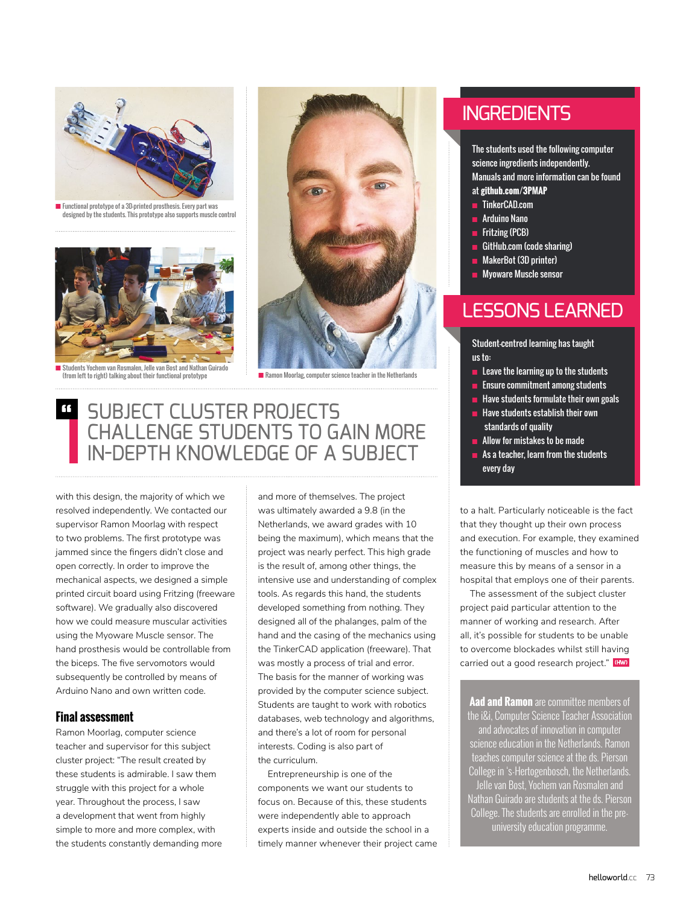■ Functional prototype of a 3D-printed prosthesis. Every part was designed by the students. This prototype also supports muscle control

■ Students Yochem van Rosmalen, Jelle van Bost and Nathan Guirado (from left to right) talking about their functional prototype

■ Ramon Moorlag, computer science teacher in the Netherlands

> SUBJECT CLUSTER PROJECTS CHALLENGE STUDENTS TO GAIN MORE IN-DEPTH KNOWLEDGE OF A SUBJECT

with this design, the majority of which we resolved independently. We contacted our supervisor Ramon Moorlag with respect to two problems. The first prototype was jammed since the fingers didn't close and open correctly. In order to improve the mechanical aspects, we designed a simple printed circuit board using Fritzing (freeware software). We gradually also discovered how we could measure muscular activities using the Myoware Muscle sensor. The hand prosthesis would be controllable from the biceps. The five servomotors would subsequently be controlled by means of Arduino Nano and own written code.

### Final assessment

Ramon Moorlag, computer science teacher and supervisor for this subject cluster project: "The result created by these students is admirable. I saw them struggle with this project for a whole year. Throughout the process, I saw a development that went from highly simple to more and more complex, with the students constantly demanding more and more of themselves. The project was ultimately awarded a 9.8 (in the Netherlands, we award grades with 10 being the maximum), which means that the project was nearly perfect. This high grade is the result of, among other things, the intensive use and understanding of complex tools. As regards this hand, the students developed something from nothing. They designed all of the phalanges, palm of the hand and the casing of the mechanics using the TinkerCAD application (freeware). That was mostly a process of trial and error. The basis for the manner of working was provided by the computer science subject. Students are taught to work with robotics databases, web technology and algorithms, and there's a lot of room for personal interests. Coding is also part of the curriculum.

Entrepreneurship is one of the components we want our students to focus on. Because of this, these students were independently able to approach experts inside and outside the school in a timely manner whenever their project came to a halt. Particularly noticeable is the fact that they thought up their own process and execution. For example, they examined the functioning of muscles and how to measure this by means of a sensor in a hospital that employs one of their parents.

The assessment of the subject cluster project paid particular attention to the manner of working and research. After all, it's possible for students to be unable to overcome blockades whilst still having carried out a good research project." (HW)

## INGREDIENTS

The students used the following computer science ingredients independently. Manuals and more information can be found at **github.com/3PMAP**

- TinkerCAD.com
- Arduino Nano
- Fritzing (PCB)
- GitHub.com (code sharing)
- MakerBot (3D printer)
- Myoware Muscle sensor

## LESSONS LEARNED

Student-centred learning has taught us to:

- Leave the learning up to the students
- Ensure commitment among students
- Have students formulate their own goals
- Have students establish their own standards of quality
- Allow for mistakes to be made
- As a teacher, learn from the students every day

**Aad and Ramon** are committee members of the i&i, Computer Science Teacher Association and advocates of innovation in computer science education in the Netherlands. Ramon teaches computer science at the ds. Pierson College in 's-Hertogenbosch, the Netherlands. Jelle van Bost, Yochem van Rosmalen and Nathan Guirado are students at the ds. Pierson College. The students are enrolled in the pre-university education programme.